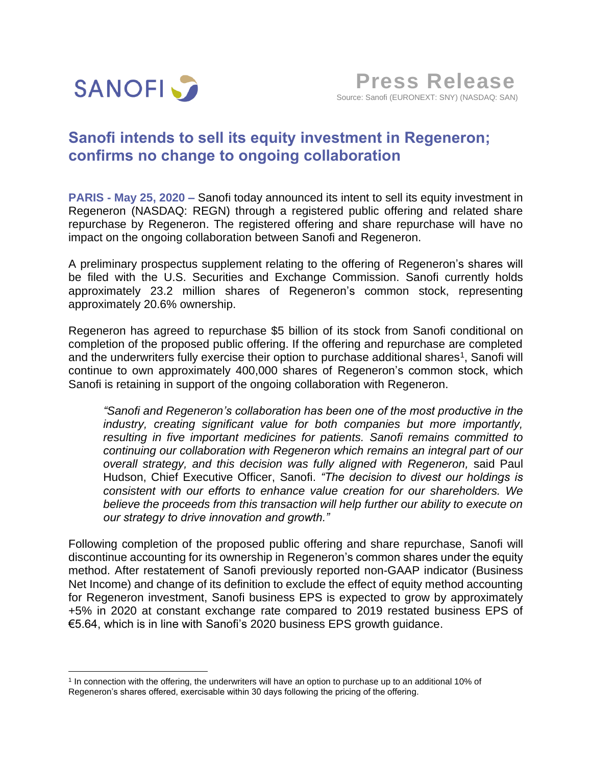SANOFI

**Press Release**

Source: Sanofi (EURONEXT: SNY) (NASDAQ: SAN)

# Sanofi intends to sell its equity investment in Regeneron; confirms no change to ongoing collaboration

**PARIS - May 25, 2020 –** Sanofi today announced its intent to sell its equity investment in Regeneron (NASDAQ: REGN) through a registered public offering and related share repurchase by Regeneron. The registered offering and share repurchase will have no impact on the ongoing collaboration between Sanofi and Regeneron.

A preliminary prospectus supplement relating to the offering of Regeneron's shares will be filed with the U.S. Securities and Exchange Commission. Sanofi currently holds approximately 23.2 million shares of Regeneron's common stock, representing approximately 20.6% ownership.

Regeneron has agreed to repurchase $5 billion of its stock from Sanofi conditional on completion of the proposed public offering. If the offering and repurchase are completed and the underwriters fully exercise their option to purchase additional shares[1], Sanofi will continue to own approximately 400,000 shares of Regeneron's common stock, which Sanofi is retaining in support of the ongoing collaboration with Regeneron.

> *"Sanofi and Regeneron's collaboration has been one of the most productive in the industry, creating significant value for both companies but more importantly, resulting in five important medicines for patients. Sanofi remains committed to continuing our collaboration with Regeneron which remains an integral part of our overall strategy, and this decision was fully aligned with Regeneron,* said Paul Hudson, Chief Executive Officer, Sanofi. *"The decision to divest our holdings is consistent with our efforts to enhance value creation for our shareholders. We believe the proceeds from this transaction will help further our ability to execute on our strategy to drive innovation and growth."*

Following completion of the proposed public offering and share repurchase, Sanofi will discontinue accounting for its ownership in Regeneron's common shares under the equity method. After restatement of Sanofi previously reported non-GAAP indicator (Business Net Income) and change of its definition to exclude the effect of equity method accounting for Regeneron investment, Sanofi business EPS is expected to grow by approximately +5% in 2020 at constant exchange rate compared to 2019 restated business EPS of €5.64, which is in line with Sanofi's 2020 business EPS growth guidance.

---

[1] In connection with the offering, the underwriters will have an option to purchase up to an additional 10% of Regeneron's shares offered, exercisable within 30 days following the pricing of the offering.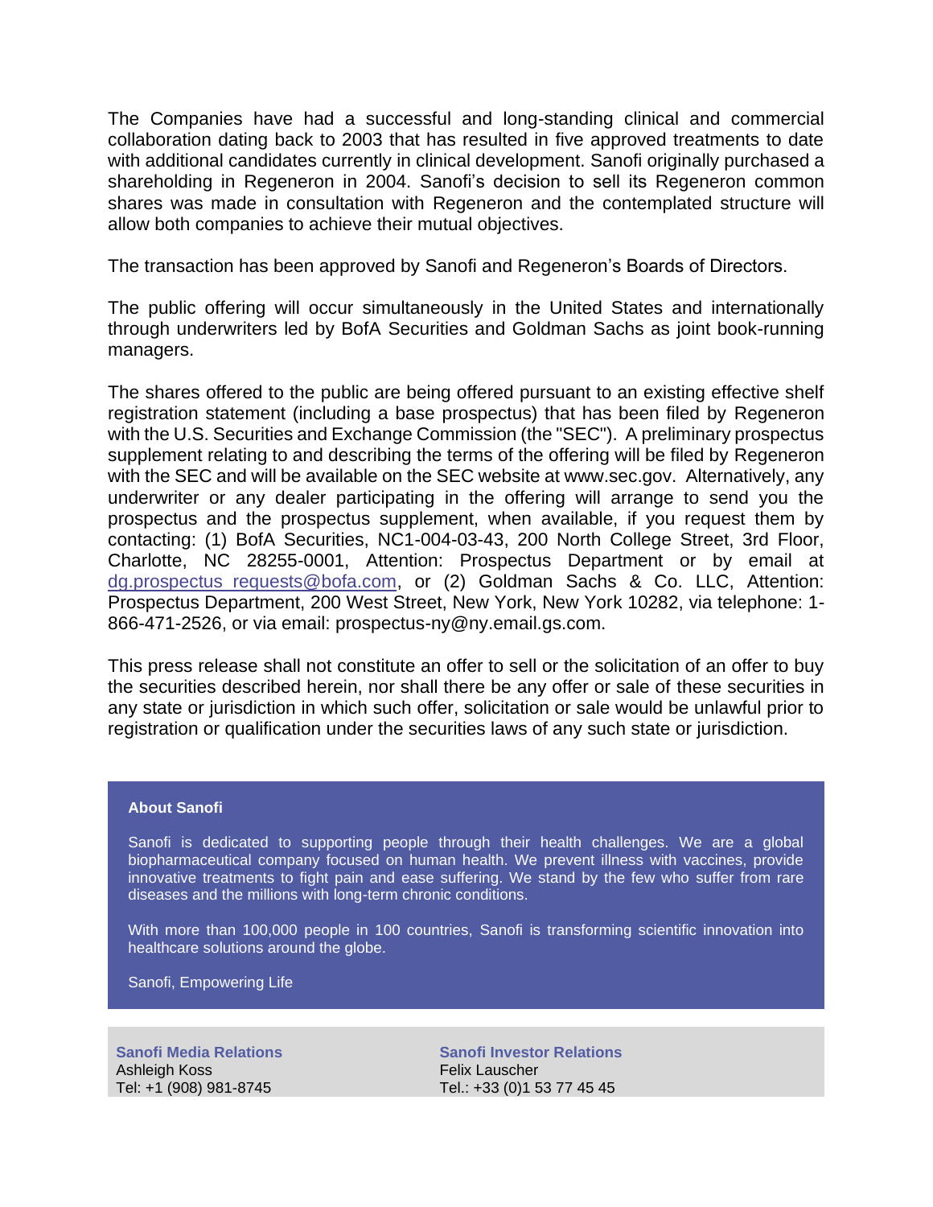The Companies have had a successful and long-standing clinical and commercial collaboration dating back to 2003 that has resulted in five approved treatments to date with additional candidates currently in clinical development. Sanofi originally purchased a shareholding in Regeneron in 2004. Sanofi's decision to sell its Regeneron common shares was made in consultation with Regeneron and the contemplated structure will allow both companies to achieve their mutual objectives.

The transaction has been approved by Sanofi and Regeneron's Boards of Directors.

The public offering will occur simultaneously in the United States and internationally through underwriters led by BofA Securities and Goldman Sachs as joint book-running managers.

The shares offered to the public are being offered pursuant to an existing effective shelf registration statement (including a base prospectus) that has been filed by Regeneron with the U.S. Securities and Exchange Commission (the "SEC"). A preliminary prospectus supplement relating to and describing the terms of the offering will be filed by Regeneron with the SEC and will be available on the SEC website at www.sec.gov. Alternatively, any underwriter or any dealer participating in the offering will arrange to send you the prospectus and the prospectus supplement, when available, if you request them by contacting: (1) BofA Securities, NC1-004-03-43, 200 North College Street, 3rd Floor, Charlotte, NC 28255-0001, Attention: Prospectus Department or by email at dg.prospectus_requests@bofa.com, or (2) Goldman Sachs & Co. LLC, Attention: Prospectus Department, 200 West Street, New York, New York 10282, via telephone: 1-866-471-2526, or via email: prospectus-ny@ny.email.gs.com.

This press release shall not constitute an offer to sell or the solicitation of an offer to buy the securities described herein, nor shall there be any offer or sale of these securities in any state or jurisdiction in which such offer, solicitation or sale would be unlawful prior to registration or qualification under the securities laws of any such state or jurisdiction.

**About Sanofi**

Sanofi is dedicated to supporting people through their health challenges. We are a global biopharmaceutical company focused on human health. We prevent illness with vaccines, provide innovative treatments to fight pain and ease suffering. We stand by the few who suffer from rare diseases and the millions with long-term chronic conditions.

With more than 100,000 people in 100 countries, Sanofi is transforming scientific innovation into healthcare solutions around the globe.

Sanofi, Empowering Life

**Sanofi Media Relations**
Ashleigh Koss
Tel: +1 (908) 981-8745

**Sanofi Investor Relations**
Felix Lauscher
Tel.: +33 (0)1 53 77 45 45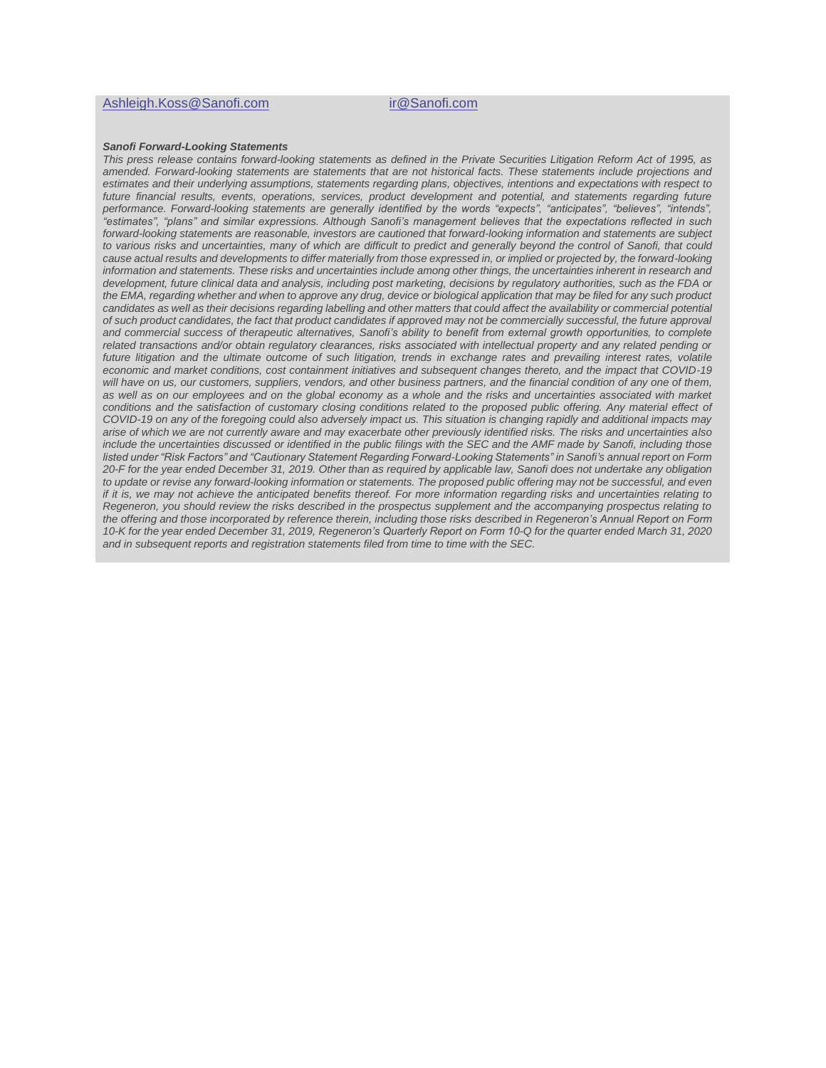Ashleigh.Koss@Sanofi.com ir@Sanofi.com

***Sanofi Forward-Looking Statements***

*This press release contains forward-looking statements as defined in the Private Securities Litigation Reform Act of 1995, as amended. Forward-looking statements are statements that are not historical facts. These statements include projections and estimates and their underlying assumptions, statements regarding plans, objectives, intentions and expectations with respect to future financial results, events, operations, services, product development and potential, and statements regarding future performance. Forward-looking statements are generally identified by the words "expects", "anticipates", "believes", "intends", "estimates", "plans" and similar expressions. Although Sanofi's management believes that the expectations reflected in such forward-looking statements are reasonable, investors are cautioned that forward-looking information and statements are subject to various risks and uncertainties, many of which are difficult to predict and generally beyond the control of Sanofi, that could cause actual results and developments to differ materially from those expressed in, or implied or projected by, the forward-looking information and statements. These risks and uncertainties include among other things, the uncertainties inherent in research and development, future clinical data and analysis, including post marketing, decisions by regulatory authorities, such as the FDA or the EMA, regarding whether and when to approve any drug, device or biological application that may be filed for any such product candidates as well as their decisions regarding labelling and other matters that could affect the availability or commercial potential of such product candidates, the fact that product candidates if approved may not be commercially successful, the future approval and commercial success of therapeutic alternatives, Sanofi's ability to benefit from external growth opportunities, to complete related transactions and/or obtain regulatory clearances, risks associated with intellectual property and any related pending or future litigation and the ultimate outcome of such litigation, trends in exchange rates and prevailing interest rates, volatile economic and market conditions, cost containment initiatives and subsequent changes thereto, and the impact that COVID-19 will have on us, our customers, suppliers, vendors, and other business partners, and the financial condition of any one of them, as well as on our employees and on the global economy as a whole and the risks and uncertainties associated with market conditions and the satisfaction of customary closing conditions related to the proposed public offering. Any material effect of COVID-19 on any of the foregoing could also adversely impact us. This situation is changing rapidly and additional impacts may arise of which we are not currently aware and may exacerbate other previously identified risks. The risks and uncertainties also include the uncertainties discussed or identified in the public filings with the SEC and the AMF made by Sanofi, including those listed under "Risk Factors" and "Cautionary Statement Regarding Forward-Looking Statements" in Sanofi's annual report on Form 20-F for the year ended December 31, 2019. Other than as required by applicable law, Sanofi does not undertake any obligation to update or revise any forward-looking information or statements. The proposed public offering may not be successful, and even if it is, we may not achieve the anticipated benefits thereof. For more information regarding risks and uncertainties relating to Regeneron, you should review the risks described in the prospectus supplement and the accompanying prospectus relating to the offering and those incorporated by reference therein, including those risks described in Regeneron's Annual Report on Form 10-K for the year ended December 31, 2019, Regeneron's Quarterly Report on Form 10-Q for the quarter ended March 31, 2020 and in subsequent reports and registration statements filed from time to time with the SEC.*